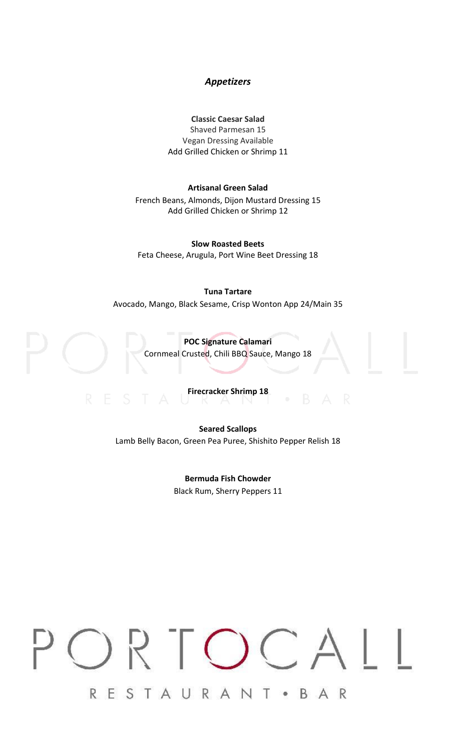## *Appetizers*

**Classic Caesar Salad**
Shaved Parmesan 15
Vegan Dressing Available
Add Grilled Chicken or Shrimp 11

**Artisanal Green Salad**
French Beans, Almonds, Dijon Mustard Dressing 15
Add Grilled Chicken or Shrimp 12

**Slow Roasted Beets**
Feta Cheese, Arugula, Port Wine Beet Dressing 18

**Tuna Tartare**
Avocado, Mango, Black Sesame, Crisp Wonton App 24/Main 35

**POC Signature Calamari**
Cornmeal Crusted, Chili BBQ Sauce, Mango 18

**Firecracker Shrimp 18**

**Seared Scallops**
Lamb Belly Bacon, Green Pea Puree, Shishito Pepper Relish 18

**Bermuda Fish Chowder**
Black Rum, Sherry Peppers 11

PORTOCALL
RESTAURANT • BAR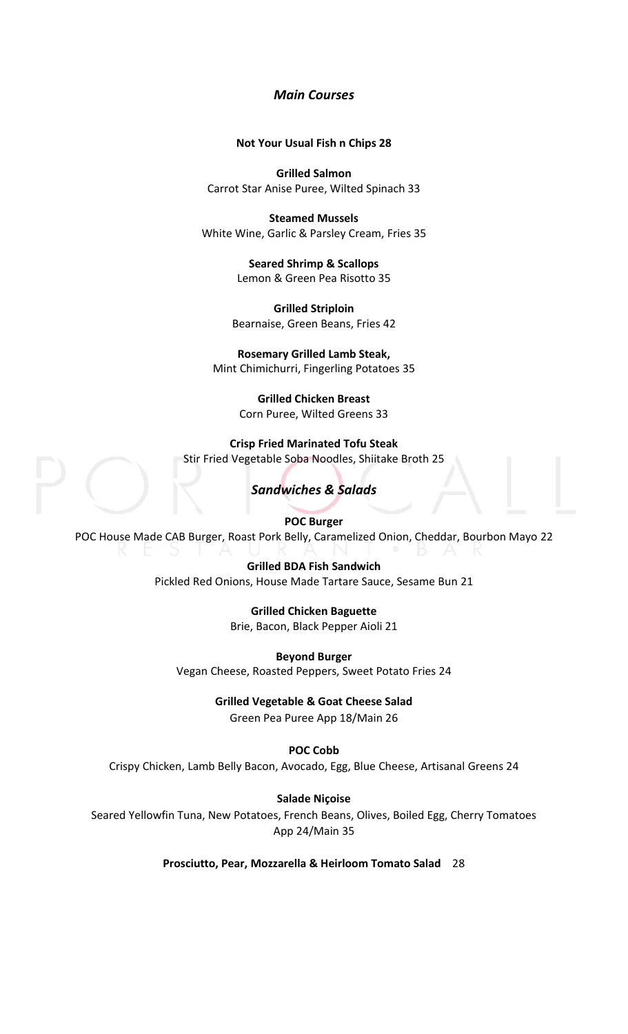## *Main Courses*

**Not Your Usual Fish n Chips 28**

**Grilled Salmon**
Carrot Star Anise Puree, Wilted Spinach 33

**Steamed Mussels**
White Wine, Garlic & Parsley Cream, Fries 35

**Seared Shrimp & Scallops**
Lemon & Green Pea Risotto 35

**Grilled Striploin**
Bearnaise, Green Beans, Fries 42

**Rosemary Grilled Lamb Steak,**
Mint Chimichurri, Fingerling Potatoes 35

**Grilled Chicken Breast**
Corn Puree, Wilted Greens 33

**Crisp Fried Marinated Tofu Steak**
Stir Fried Vegetable Soba Noodles, Shiitake Broth 25

## *Sandwiches & Salads*

**POC Burger**
POC House Made CAB Burger, Roast Pork Belly, Caramelized Onion, Cheddar, Bourbon Mayo 22

**Grilled BDA Fish Sandwich**
Pickled Red Onions, House Made Tartare Sauce, Sesame Bun 21

**Grilled Chicken Baguette**
Brie, Bacon, Black Pepper Aioli 21

**Beyond Burger**
Vegan Cheese, Roasted Peppers, Sweet Potato Fries 24

**Grilled Vegetable & Goat Cheese Salad**
Green Pea Puree App 18/Main 26

**POC Cobb**
Crispy Chicken, Lamb Belly Bacon, Avocado, Egg, Blue Cheese, Artisanal Greens 24

**Salade Niçoise**
Seared Yellowfin Tuna, New Potatoes, French Beans, Olives, Boiled Egg, Cherry Tomatoes
App 24/Main 35

**Prosciutto, Pear, Mozzarella & Heirloom Tomato Salad** 28